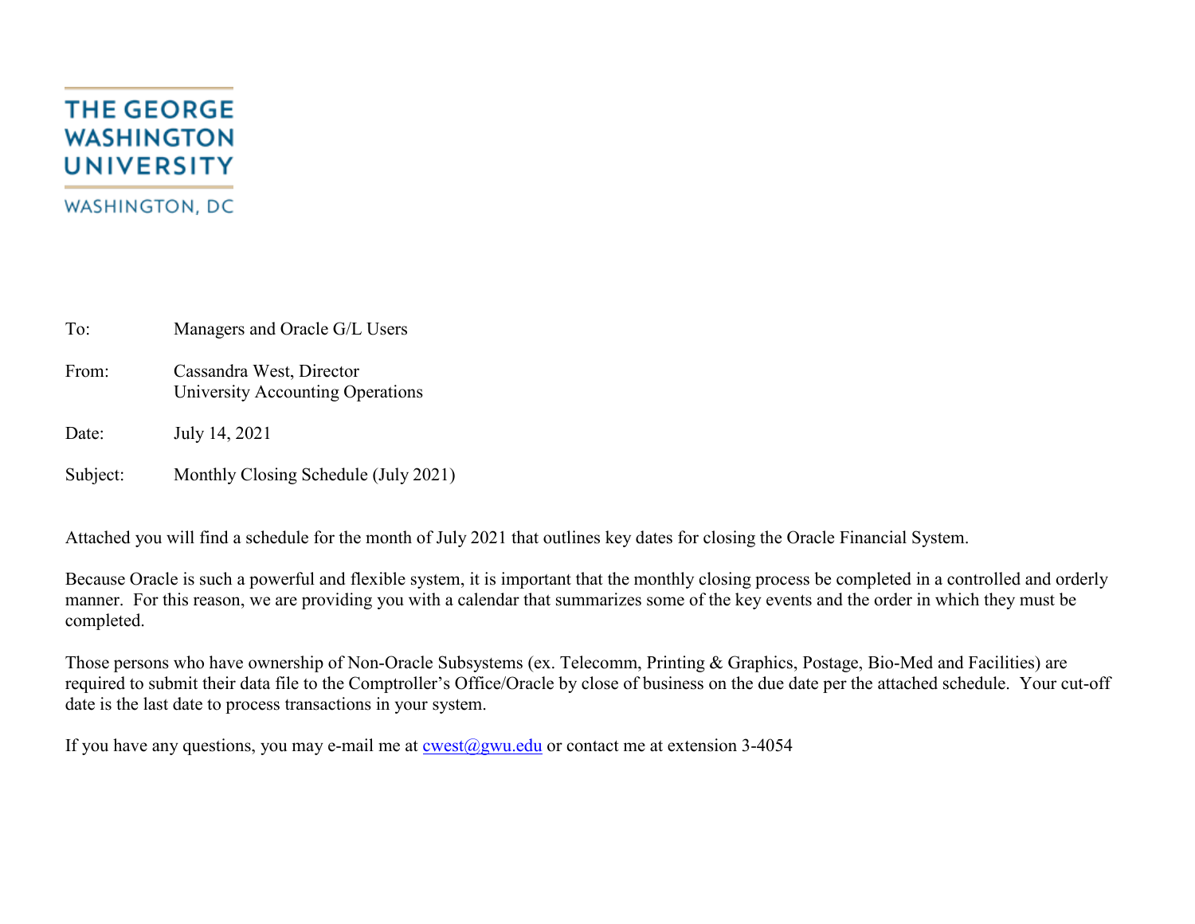THE GEORGE WASHINGTON UNIVERSITY

WASHINGTON, DC

To: Managers and Oracle G/L Users

From: Cassandra West, Director
University Accounting Operations

Date: July 14, 2021

Subject: Monthly Closing Schedule (July 2021)

Attached you will find a schedule for the month of July 2021 that outlines key dates for closing the Oracle Financial System.

Because Oracle is such a powerful and flexible system, it is important that the monthly closing process be completed in a controlled and orderly manner. For this reason, we are providing you with a calendar that summarizes some of the key events and the order in which they must be completed.

Those persons who have ownership of Non-Oracle Subsystems (ex. Telecomm, Printing & Graphics, Postage, Bio-Med and Facilities) are required to submit their data file to the Comptroller's Office/Oracle by close of business on the due date per the attached schedule. Your cut-off date is the last date to process transactions in your system.

If you have any questions, you may e-mail me at cwest@gwu.edu or contact me at extension 3-4054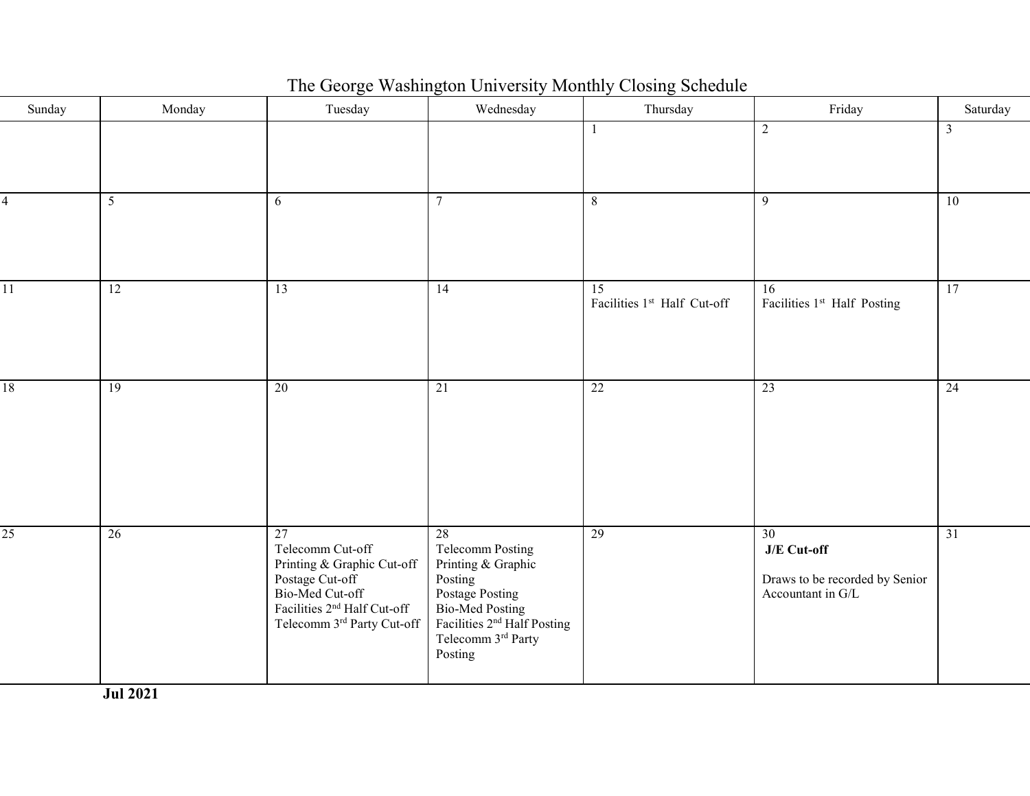# The George Washington University Monthly Closing Schedule

| Sunday | Monday | Tuesday | Wednesday | Thursday | Friday | Saturday |
|---|---|---|---|---|---|---|
| | | | | 1 | 2 | 3 |
| 4 | 5 | 6 | 7 | 8 | 9 | 10 |
| 11 | 12 | 13 | 14 | 15<br>Facilities 1st Half Cut-off | 16<br>Facilities 1st Half Posting | 17 |
| 18 | 19 | 20 | 21 | 22 | 23 | 24 |
| 25 | 26 | 27<br>Telecomm Cut-off<br>Printing & Graphic Cut-off<br>Postage Cut-off<br>Bio-Med Cut-off<br>Facilities 2nd Half Cut-off<br>Telecomm 3rd Party Cut-off | 28<br>Telecomm Posting<br>Printing & Graphic Posting<br>Postage Posting<br>Bio-Med Posting<br>Facilities 2nd Half Posting<br>Telecomm 3rd Party Posting | 29 | 30<br>**J/E Cut-off**<br><br>Draws to be recorded by Senior Accountant in G/L | 31 |

**Jul 2021**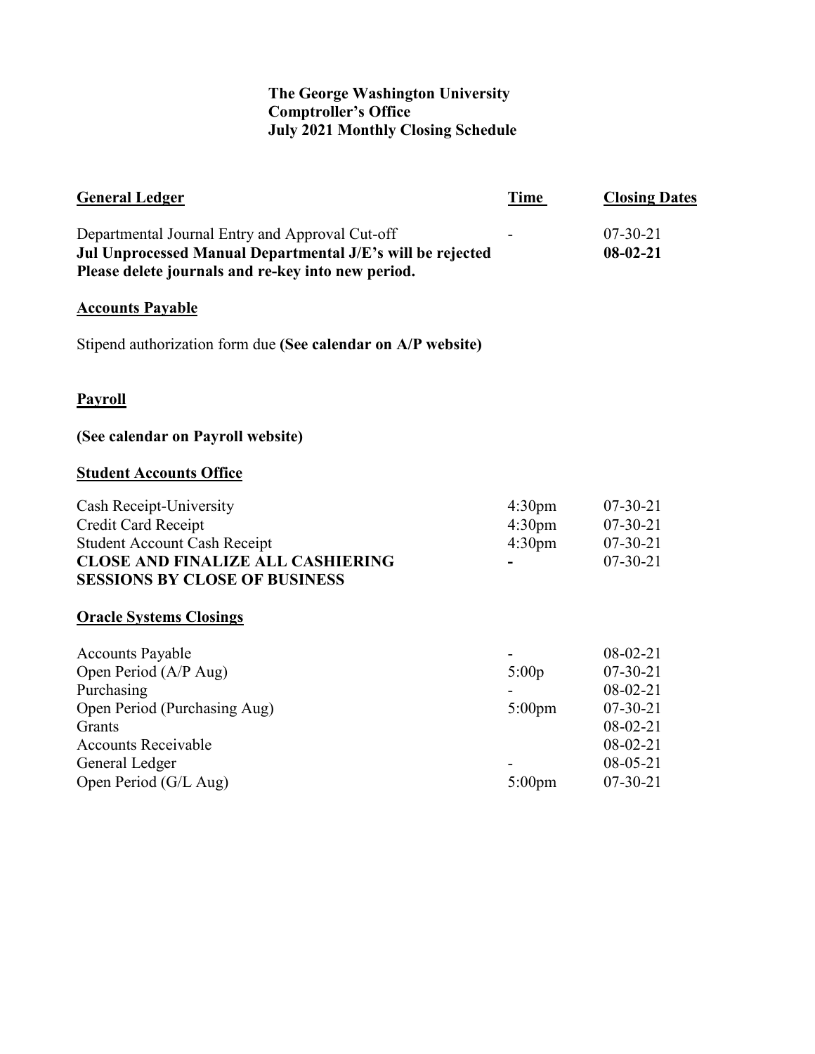**The George Washington University**
**Comptroller's Office**
**July 2021 Monthly Closing Schedule**

| **General Ledger** | **Time** | **Closing Dates** |
|---|---|---|
| Departmental Journal Entry and Approval Cut-off | - | 07-30-21 |
| **Jul Unprocessed Manual Departmental J/E's will be rejected** | | **08-02-21** |
| **Please delete journals and re-key into new period.** | | |

**Accounts Payable**

Stipend authorization form due **(See calendar on A/P website)**

**Payroll**

**(See calendar on Payroll website)**

| **Student Accounts Office** | | |
|---|---|---|
| Cash Receipt-University | 4:30pm | 07-30-21 |
| Credit Card Receipt | 4:30pm | 07-30-21 |
| Student Account Cash Receipt | 4:30pm | 07-30-21 |
| **CLOSE AND FINALIZE ALL CASHIERING SESSIONS BY CLOSE OF BUSINESS** | **-** | 07-30-21 |

| **Oracle Systems Closings** | | |
|---|---|---|
| Accounts Payable | - | 08-02-21 |
| Open Period (A/P Aug) | 5:00p | 07-30-21 |
| Purchasing | - | 08-02-21 |
| Open Period (Purchasing Aug) | 5:00pm | 07-30-21 |
| Grants | | 08-02-21 |
| Accounts Receivable | | 08-02-21 |
| General Ledger | - | 08-05-21 |
| Open Period (G/L Aug) | 5:00pm | 07-30-21 |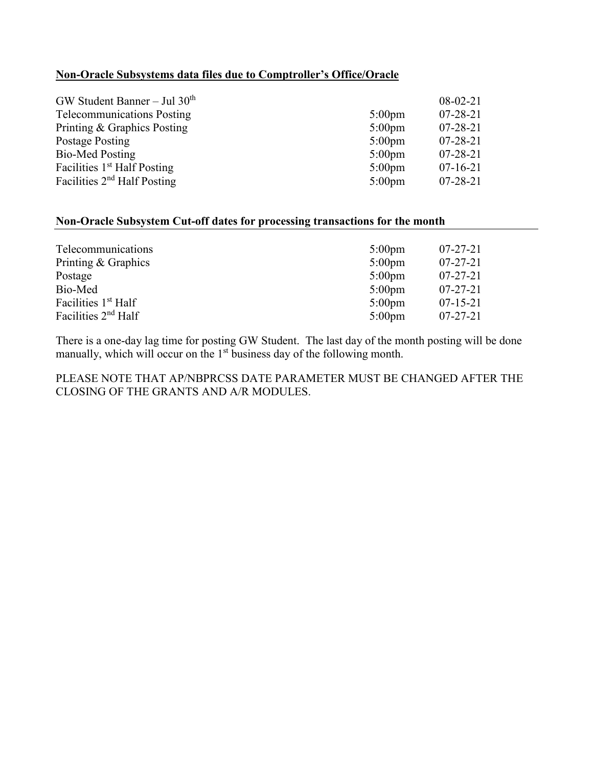**Non-Oracle Subsystems data files due to Comptroller's Office/Oracle**

| | | |
|---|---|---|
| GW Student Banner – Jul 30th | | 08-02-21 |
| Telecommunications Posting | 5:00pm | 07-28-21 |
| Printing & Graphics Posting | 5:00pm | 07-28-21 |
| Postage Posting | 5:00pm | 07-28-21 |
| Bio-Med Posting | 5:00pm | 07-28-21 |
| Facilities 1st Half Posting | 5:00pm | 07-16-21 |
| Facilities 2nd Half Posting | 5:00pm | 07-28-21 |

**Non-Oracle Subsystem Cut-off dates for processing transactions for the month**

| | | |
|---|---|---|
| Telecommunications | 5:00pm | 07-27-21 |
| Printing & Graphics | 5:00pm | 07-27-21 |
| Postage | 5:00pm | 07-27-21 |
| Bio-Med | 5:00pm | 07-27-21 |
| Facilities 1st Half | 5:00pm | 07-15-21 |
| Facilities 2nd Half | 5:00pm | 07-27-21 |

There is a one-day lag time for posting GW Student. The last day of the month posting will be done manually, which will occur on the 1st business day of the following month.

PLEASE NOTE THAT AP/NBPRCSS DATE PARAMETER MUST BE CHANGED AFTER THE CLOSING OF THE GRANTS AND A/R MODULES.